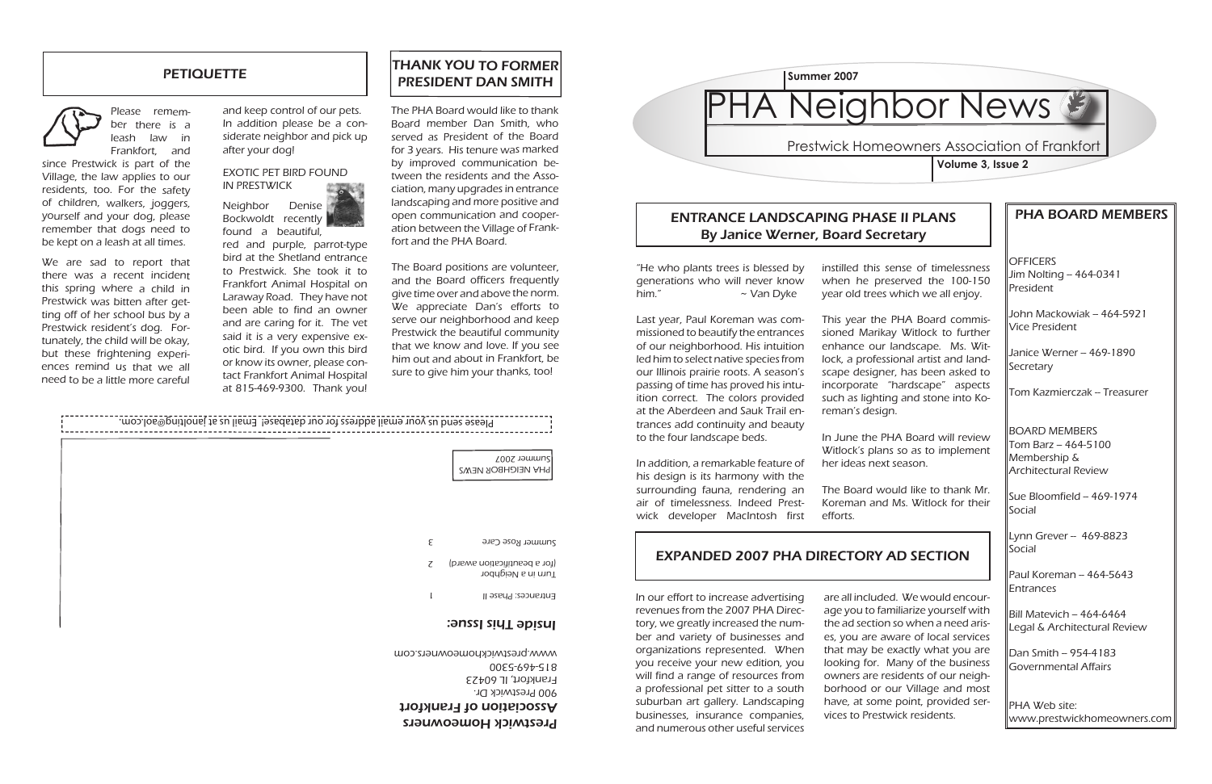## PETIQUETTE

Please remember there is a leash law in Frankfort, and since Prestwick is part of the Village, the law applies to our residents, too. For the safety of children, walkers, joggers, yourself and your dog, please remember that dogs need to be kept on a leash at all times.

We are sad to report that there was a recent incident this spring where a child in Prestwick was bitten after getting off of her school bus by a Prestwick resident's dog. Fortunately, the child will be okay, but these frightening experiences remind us that we all need to be a little more careful and keep control of our pets. In addition please be a considerate neighbor and pick up after your dog!

### EXOTIC PET BIRD FOUND IN PRESTWICK

Neighbor Denise Bockwoldt recently found a beautiful, red and purple, parrot-type bird at the Shetland entrance to Prestwick. She took it to Frankfort Animal Hospital on Laraway Road. They have not been able to find an owner and are caring for it. The vet said it is a very expensive exotic bird. If you own this bird or know its owner, please contact Frankfort Animal Hospital at 815-469-9300. Thank you!

## THANK YOU TO FORMER PRESIDENT DAN SMITH

The PHA Board would like to thank Board member Dan Smith, who served as President of the Board for 3 years. His tenure was marked by improved communication between the residents and the Association, many upgrades in entrance landscaping and more positive and open communication and cooperation between the Village of Frankfort and the PHA Board.

The Board positions are volunteer, and the Board officers frequently give time over and above the norm. We appreciate Dan's efforts to serve our neighborhood and keep Prestwick the beautiful community that we know and love. If you see him out and about in Frankfort, be sure to give him your thanks, too!

Please send us your email address for our database! Email us at janolting@aol.com.

PHA NEIGHBOR NEWS
Summer 2007

### Inside This Issue:

| | |
|---|---|
| Entrances: Phase II | 1 |
| Turn in a Neighbor (for a beautification award) | 2 |
| Summer Rose Care | 3 |

**Prestwick Homeowners Association of Frankfort**
900 Prestwick Dr.
Frankfort, IL 60423
815-469-5300
www.prestwickhomeowners.com

Summer 2007

# PHA Neighbor News

Prestwick Homeowners Association of Frankfort

Volume 3, Issue 2

## ENTRANCE LANDSCAPING PHASE II PLANS
### By Janice Werner, Board Secretary

*"He who plants trees is blessed by generations who will never know him." ~ Van Dyke*

Last year, Paul Koreman was commissioned to beautify the entrances of our neighborhood. His intuition led him to select native species from our Illinois prairie roots. A season's passing of time has proved his intuition correct. The colors provided at the Aberdeen and Sauk Trail entrances add continuity and beauty to the four landscape beds.

In addition, a remarkable feature of his design is its harmony with the surrounding fauna, rendering an air of timelessness. Indeed Prestwick developer MacIntosh first instilled this sense of timelessness when he preserved the 100-150 year old trees which we all enjoy.

This year the PHA Board commissioned Marikay Witlock to further enhance our landscape. Ms. Witlock, a professional artist and landscape designer, has been asked to incorporate "hardscape" aspects such as lighting and stone into Koreman's design.

In June the PHA Board will review Witlock's plans so as to implement her ideas next season.

The Board would like to thank Mr. Koreman and Ms. Witlock for their efforts.

## EXPANDED 2007 PHA DIRECTORY AD SECTION

In our effort to increase advertising revenues from the 2007 PHA Directory, we greatly increased the number and variety of businesses and organizations represented. When you receive your new edition, you will find a range of resources from a professional pet sitter to a south suburban art gallery. Landscaping businesses, insurance companies, and numerous other useful services are all included. We would encourage you to familiarize yourself with the ad section so when a need arises, you are aware of local services that may be exactly what you are looking for. Many of the business owners are residents of our neighborhood or our Village and most have, at some point, provided services to Prestwick residents.

## PHA BOARD MEMBERS

OFFICERS
Jim Nolting – 464-0341
President

John Mackowiak – 464-5921
Vice President

Janice Werner – 469-1890
Secretary

Tom Kazmierczak – Treasurer

BOARD MEMBERS
Tom Barz – 464-5100
Membership & Architectural Review

Sue Bloomfield – 469-1974
Social

Lynn Grever – 469-8823
Social

Paul Koreman – 464-5643
Entrances

Bill Matevich – 464-6464
Legal & Architectural Review

Dan Smith – 954-4183
Governmental Affairs

PHA Web site:
www.prestwickhomeowners.com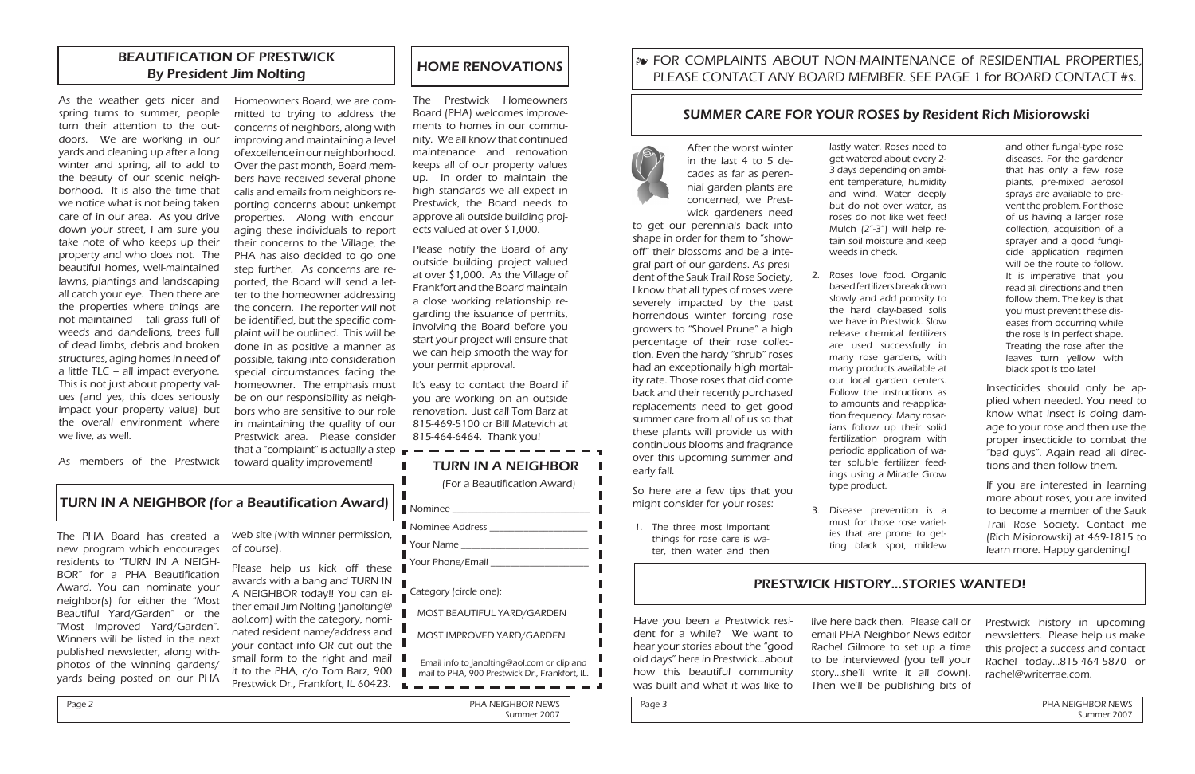## BEAUTIFICATION OF PRESTWICK
### By President Jim Nolting

*As the weather gets nicer and spring turns to summer, people turn their attention to the outdoors. We are working in our yards and cleaning up after a long winter and spring, all to add to the beauty of our scenic neighborhood. It is also the time that we notice what is not being taken care of in our area. As you drive down your street, I am sure you take note of who keeps up their property and who does not. The beautiful homes, well-maintained lawns, plantings and landscaping all catch your eye. Then there are the properties where things are not maintained – tall grass full of weeds and dandelions, trees full of dead limbs, debris and broken structures, aging homes in need of a little TLC – all impact everyone. This is not just about property values (and yes, this does seriously impact your property value) but the overall environment where we live, as well.*

*As members of the Prestwick Homeowners Board, we are committed to trying to address the concerns of neighbors, along with improving and maintaining a level of excellence in our neighborhood. Over the past month, Board members have received several phone calls and emails from neighbors reporting concerns about unkempt properties. Along with encouraging these individuals to report their concerns to the Village, the PHA has also decided to go one step further. As concerns are reported, the Board will send a letter to the homeowner addressing the concern. The reporter will not be identified, but the specific complaint will be outlined. This will be done in as positive a manner as possible, taking into consideration special circumstances facing the homeowner. The emphasis must be on our responsibility as neighbors who are sensitive to our role in maintaining the quality of our Prestwick area. Please consider that a "complaint" is actually a step toward quality improvement!*

## HOME RENOVATIONS

The Prestwick Homeowners Board (PHA) welcomes improvements to homes in our community. We all know that continued maintenance and renovation keeps all of our property values up. In order to maintain the high standards we all expect in Prestwick, the Board needs to approve all outside building projects valued at over $1,000.

Please notify the Board of any outside building project valued at over $1,000. As the Village of Frankfort and the Board maintain a close working relationship regarding the issuance of permits, involving the Board before you start your project will ensure that we can help smooth the way for your permit approval.

It's easy to contact the Board if you are working on an outside renovation. Just call Tom Barz at 815-469-5100 or Bill Matevich at 815-464-6464. Thank you!

## TURN IN A NEIGHBOR (for a Beautification Award)

The PHA Board has created a new program which encourages residents to "TURN IN A NEIGHBOR" for a PHA Beautification Award. You can nominate your neighbor(s) for either the "Most Beautiful Yard/Garden" or the "Most Improved Yard/Garden". Winners will be listed in the next published newsletter, along with photos of the winning gardens/yards being posted on our PHA web site (with winner permission, of course).

Please help us kick off these awards with a bang and TURN IN A NEIGHBOR today!! You can either email Jim Nolting (janolting@aol.com) with the category, nominated resident name/address and your contact info OR cut out the small form to the right and mail it to the PHA, c/o Tom Barz, 900 Prestwick Dr., Frankfort, IL 60423.

### TURN IN A NEIGHBOR
(For a Beautification Award)

Nominee ____________________

Nominee Address ____________________

Your Name ____________________

Your Phone/Email ____________________

Category (circle one):

MOST BEAUTIFUL YARD/GARDEN

MOST IMPROVED YARD/GARDEN

Email info to janolting@aol.com or clip and mail to PHA, 900 Prestwick Dr., Frankfort, IL.

## ❧ FOR COMPLAINTS ABOUT NON-MAINTENANCE of RESIDENTIAL PROPERTIES, PLEASE CONTACT ANY BOARD MEMBER. SEE PAGE 1 for BOARD CONTACT #s.

## SUMMER CARE FOR YOUR ROSES by Resident Rich Misiorowski

After the worst winter in the last 4 to 5 decades as far as perennial garden plants are concerned, we Prestwick gardeners need to get our perennials back into shape in order for them to "show-off" their blossoms and be a integral part of our gardens. As president of the Sauk Trail Rose Society, I know that all types of roses were severely impacted by the past horrendous winter forcing rose growers to "Shovel Prune" a high percentage of their rose collection. Even the hardy "shrub" roses had an exceptionally high mortality rate. Those roses that did come back and their recently purchased replacements need to get good summer care from all of us so that these plants will provide us with continuous blooms and fragrance over this upcoming summer and early fall.

So here are a few tips that you might consider for your roses:

1. The three most important things for rose care is water, then water and then lastly water. Roses need to get watered about every 2-3 days depending on ambient temperature, humidity and wind. Water deeply but do not over water, as roses do not like wet feet! Mulch (2"-3") will help retain soil moisture and keep weeds in check.
2. Roses love food. Organic based fertilizers break down slowly and add porosity to the hard clay-based soils we have in Prestwick. Slow release chemical fertilizers are used successfully in many rose gardens, with many products available at our local garden centers. Follow the instructions as to amounts and re-application frequency. Many rosarians follow up their solid fertilization program with periodic application of water soluble fertilizer feedings using a Miracle Grow type product.
3. Disease prevention is a must for those rose varieties that are prone to getting black spot, mildew and other fungal-type rose diseases. For the gardener that has only a few rose plants, pre-mixed aerosol sprays are available to prevent the problem. For those of us having a larger rose collection, acquisition of a sprayer and a good fungicide application regimen will be the route to follow. It is imperative that you read all directions and then follow them. The key is that you must prevent these diseases from occurring while the rose is in perfect shape. Treating the rose after the leaves turn yellow with black spot is too late!

Insecticides should only be applied when needed. You need to know what insect is doing damage to your rose and then use the proper insecticide to combat the "bad guys". Again read all directions and then follow them.

If you are interested in learning more about roses, you are invited to become a member of the Sauk Trail Rose Society. Contact me (Rich Misiorowski) at 469-1815 to learn more. Happy gardening!

## PRESTWICK HISTORY...STORIES WANTED!

Have you been a Prestwick resident for a while? We want to hear your stories about the "good old days" here in Prestwick...about how this beautiful community was built and what it was like to live here back then. Please call or email PHA Neighbor News editor Rachel Gilmore to set up a time to be interviewed (you tell your story...she'll write it all down). Then we'll be publishing bits of Prestwick history in upcoming newsletters. Please help us make this project a success and contact Rachel today...815-464-5870 or rachel@writerrae.com.